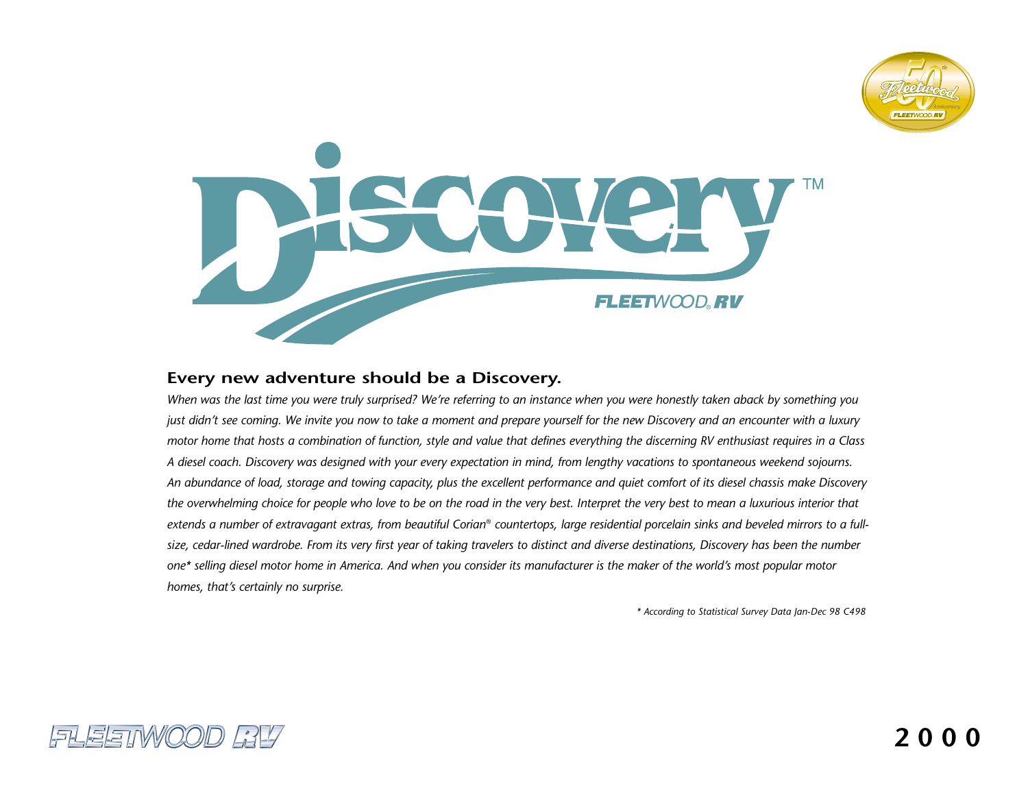# Discovery™

FLEETWOOD® RV

## Every new adventure should be a Discovery.

*When was the last time you were truly surprised? We're referring to an instance when you were honestly taken aback by something you just didn't see coming. We invite you now to take a moment and prepare yourself for the new Discovery and an encounter with a luxury motor home that hosts a combination of function, style and value that defines everything the discerning RV enthusiast requires in a Class A diesel coach. Discovery was designed with your every expectation in mind, from lengthy vacations to spontaneous weekend sojourns. An abundance of load, storage and towing capacity, plus the excellent performance and quiet comfort of its diesel chassis make Discovery the overwhelming choice for people who love to be on the road in the very best. Interpret the very best to mean a luxurious interior that extends a number of extravagant extras, from beautiful Corian® countertops, large residential porcelain sinks and beveled mirrors to a full-size, cedar-lined wardrobe. From its very first year of taking travelers to distinct and diverse destinations, Discovery has been the number one* selling diesel motor home in America. And when you consider its manufacturer is the maker of the world's most popular motor homes, that's certainly no surprise.*

*\* According to Statistical Survey Data Jan-Dec 98 C498*

FLEETWOOD RV

2000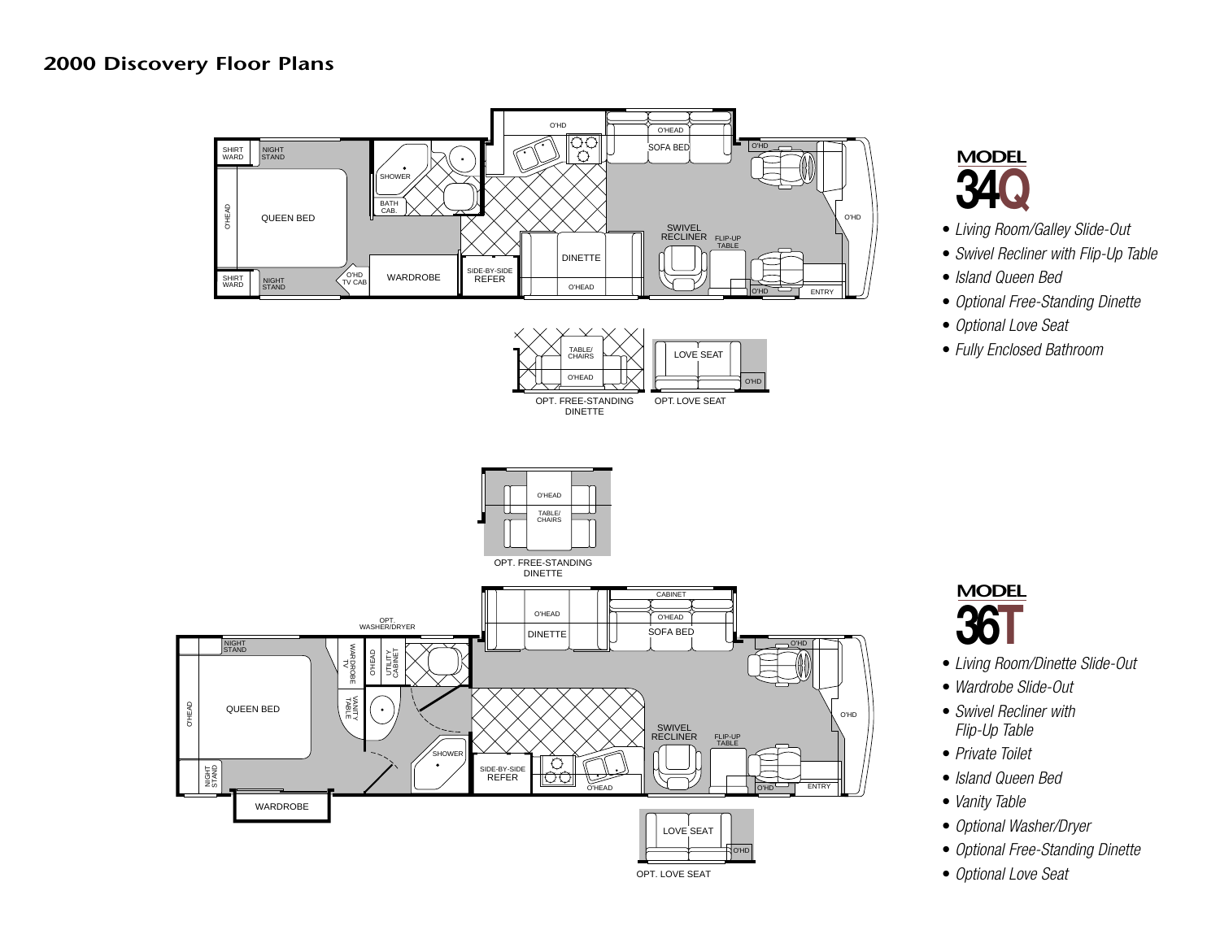# 2000 Discovery Floor Plans

## MODEL 34Q

- *Living Room/Galley Slide-Out*
- *Swivel Recliner with Flip-Up Table*
- *Island Queen Bed*
- *Optional Free-Standing Dinette*
- *Optional Love Seat*
- *Fully Enclosed Bathroom*

## MODEL 36T

- *Living Room/Dinette Slide-Out*
- *Wardrobe Slide-Out*
- *Swivel Recliner with Flip-Up Table*
- *Private Toilet*
- *Island Queen Bed*
- *Vanity Table*
- *Optional Washer/Dryer*
- *Optional Free-Standing Dinette*
- *Optional Love Seat*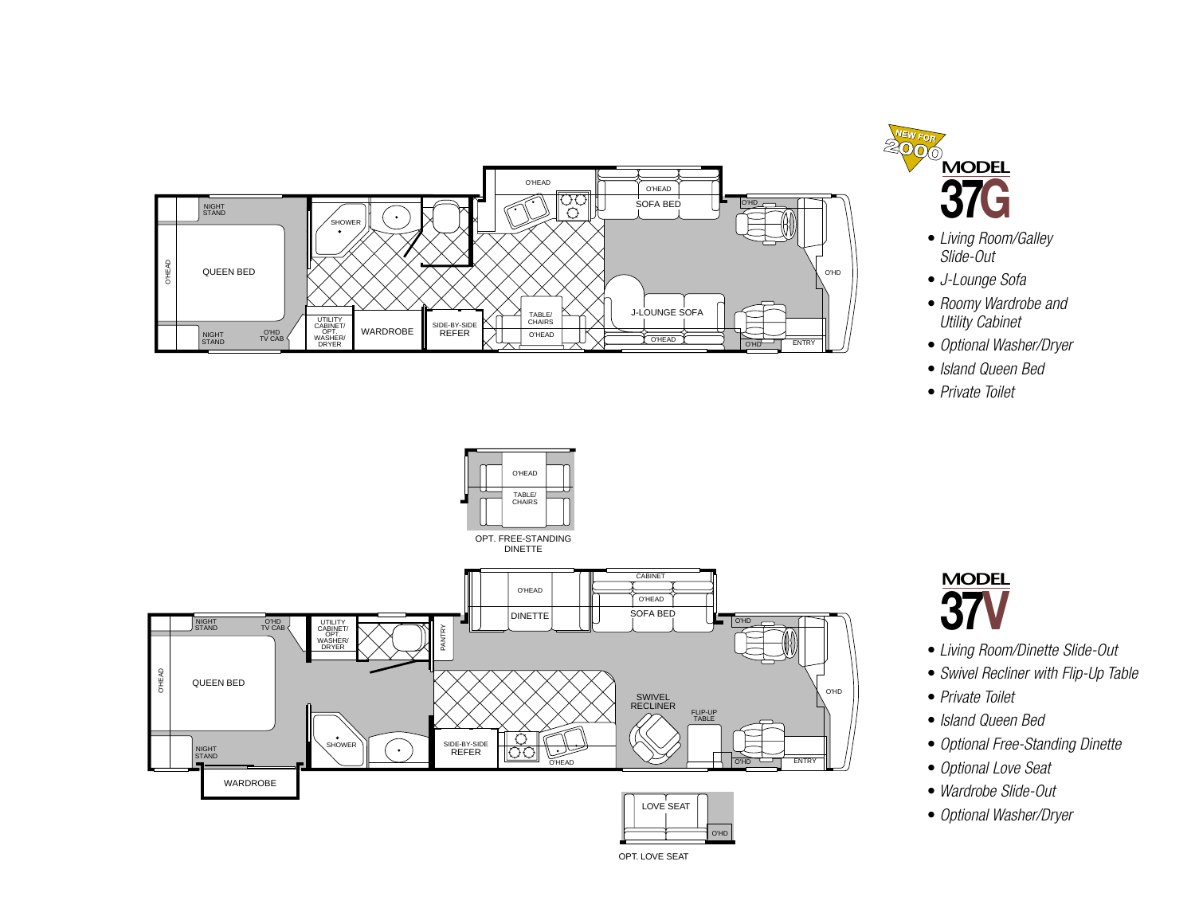NEW FOR 2000

## MODEL 37G

- *Living Room/Galley Slide-Out*
- *J-Lounge Sofa*
- *Roomy Wardrobe and Utility Cabinet*
- *Optional Washer/Dryer*
- *Island Queen Bed*
- *Private Toilet*

OPT. FREE-STANDING DINETTE

## MODEL 37V

- *Living Room/Dinette Slide-Out*
- *Swivel Recliner with Flip-Up Table*
- *Private Toilet*
- *Island Queen Bed*
- *Optional Free-Standing Dinette*
- *Optional Love Seat*
- *Wardrobe Slide-Out*
- *Optional Washer/Dryer*

OPT. LOVE SEAT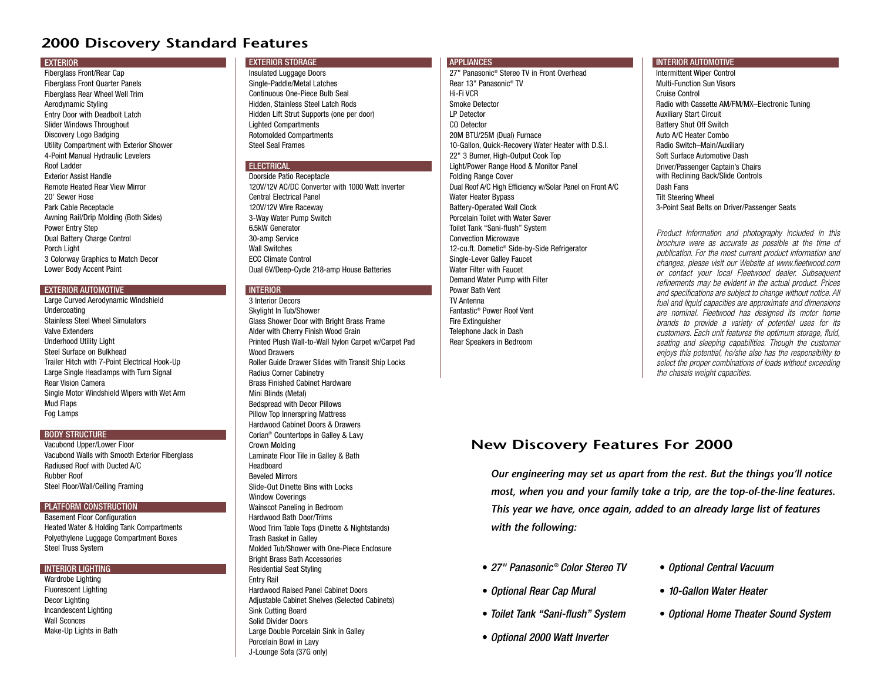# 2000 Discovery Standard Features

### EXTERIOR

Fiberglass Front/Rear Cap
Fiberglass Front Quarter Panels
Fiberglass Rear Wheel Well Trim
Aerodynamic Styling
Entry Door with Deadbolt Latch
Slider Windows Throughout
Discovery Logo Badging
Utility Compartment with Exterior Shower
4-Point Manual Hydraulic Levelers
Roof Ladder
Exterior Assist Handle
Remote Heated Rear View Mirror
20' Sewer Hose
Park Cable Receptacle
Awning Rail/Drip Molding (Both Sides)
Power Entry Step
Dual Battery Charge Control
Porch Light
3 Colorway Graphics to Match Decor
Lower Body Accent Paint

### EXTERIOR AUTOMOTIVE

Large Curved Aerodynamic Windshield
Undercoating
Stainless Steel Wheel Simulators
Valve Extenders
Underhood Utility Light
Steel Surface on Bulkhead
Trailer Hitch with 7-Point Electrical Hook-Up
Large Single Headlamps with Turn Signal
Rear Vision Camera
Single Motor Windshield Wipers with Wet Arm
Mud Flaps
Fog Lamps

### BODY STRUCTURE

Vacubond Upper/Lower Floor
Vacubond Walls with Smooth Exterior Fiberglass
Radiused Roof with Ducted A/C
Rubber Roof
Steel Floor/Wall/Ceiling Framing

### PLATFORM CONSTRUCTION

Basement Floor Configuration
Heated Water & Holding Tank Compartments
Polyethylene Luggage Compartment Boxes
Steel Truss System

### INTERIOR LIGHTING

Wardrobe Lighting
Fluorescent Lighting
Decor Lighting
Incandescent Lighting
Wall Sconces
Make-Up Lights in Bath

### EXTERIOR STORAGE

Insulated Luggage Doors
Single-Paddle/Metal Latches
Continuous One-Piece Bulb Seal
Hidden, Stainless Steel Latch Rods
Hidden Lift Strut Supports (one per door)
Lighted Compartments
Rotomolded Compartments
Steel Seal Frames

### ELECTRICAL

Doorside Patio Receptacle
120V/12V AC/DC Converter with 1000 Watt Inverter
Central Electrical Panel
120V/12V Wire Raceway
3-Way Water Pump Switch
6.5kW Generator
30-amp Service
Wall Switches
ECC Climate Control
Dual 6V/Deep-Cycle 218-amp House Batteries

### INTERIOR

3 Interior Decors
Skylight In Tub/Shower
Glass Shower Door with Bright Brass Frame
Alder with Cherry Finish Wood Grain
Printed Plush Wall-to-Wall Nylon Carpet w/Carpet Pad
Wood Drawers
Roller Guide Drawer Slides with Transit Ship Locks
Radius Corner Cabinetry
Brass Finished Cabinet Hardware
Mini Blinds (Metal)
Bedspread with Decor Pillows
Pillow Top Innerspring Mattress
Hardwood Cabinet Doors & Drawers
Corian® Countertops in Galley & Lavy
Crown Molding
Laminate Floor Tile in Galley & Bath
Headboard
Beveled Mirrors
Slide-Out Dinette Bins with Locks
Window Coverings
Wainscot Paneling in Bedroom
Hardwood Bath Door/Trims
Wood Trim Table Tops (Dinette & Nightstands)
Trash Basket in Galley
Molded Tub/Shower with One-Piece Enclosure
Bright Brass Bath Accessories
Residential Seat Styling
Entry Rail
Hardwood Raised Panel Cabinet Doors
Adjustable Cabinet Shelves (Selected Cabinets)
Sink Cutting Board
Solid Divider Doors
Large Double Porcelain Sink in Galley
Porcelain Bowl in Lavy
J-Lounge Sofa (37G only)

### APPLIANCES

27" Panasonic® Stereo TV in Front Overhead
Rear 13" Panasonic® TV
Hi-Fi VCR
Smoke Detector
LP Detector
CO Detector
20M BTU/25M (Dual) Furnace
10-Gallon, Quick-Recovery Water Heater with D.S.I.
22" 3 Burner, High-Output Cook Top
Light/Power Range Hood & Monitor Panel
Folding Range Cover
Dual Roof A/C High Efficiency w/Solar Panel on Front A/C
Water Heater Bypass
Battery-Operated Wall Clock
Porcelain Toilet with Water Saver
Toilet Tank "Sani-flush" System
Convection Microwave
12-cu.ft. Dometic® Side-by-Side Refrigerator
Single-Lever Galley Faucet
Water Filter with Faucet
Demand Water Pump with Filter
Power Bath Vent
TV Antenna
Fantastic® Power Roof Vent
Fire Extinguisher
Telephone Jack in Dash
Rear Speakers in Bedroom

### INTERIOR AUTOMOTIVE

Intermittent Wiper Control
Multi-Function Sun Visors
Cruise Control
Radio with Cassette AM/FM/MX–Electronic Tuning
Auxiliary Start Circuit
Battery Shut Off Switch
Auto A/C Heater Combo
Radio Switch–Main/Auxiliary
Soft Surface Automotive Dash
Driver/Passenger Captain's Chairs with Reclining Back/Slide Controls
Dash Fans
Tilt Steering Wheel
3-Point Seat Belts on Driver/Passenger Seats

*Product information and photography included in this brochure were as accurate as possible at the time of publication. For the most current product information and changes, please visit our Website at www.fleetwood.com or contact your local Fleetwood dealer. Subsequent refinements may be evident in the actual product. Prices and specifications are subject to change without notice. All fuel and liquid capacities are approximate and dimensions are nominal. Fleetwood has designed its motor home brands to provide a variety of potential uses for its customers. Each unit features the optimum storage, fluid, seating and sleeping capabilities. Though the customer enjoys this potential, he/she also has the responsibility to select the proper combinations of loads without exceeding the chassis weight capacities.*

## New Discovery Features For 2000

***Our engineering may set us apart from the rest. But the things you'll notice most, when you and your family take a trip, are the top-of-the-line features. This year we have, once again, added to an already large list of features with the following:***

- *27" Panasonic® Color Stereo TV*
- *Optional Rear Cap Mural*
- *Toilet Tank "Sani-flush" System*
- *Optional 2000 Watt Inverter*
- *Optional Central Vacuum*
- *10-Gallon Water Heater*
- *Optional Home Theater Sound System*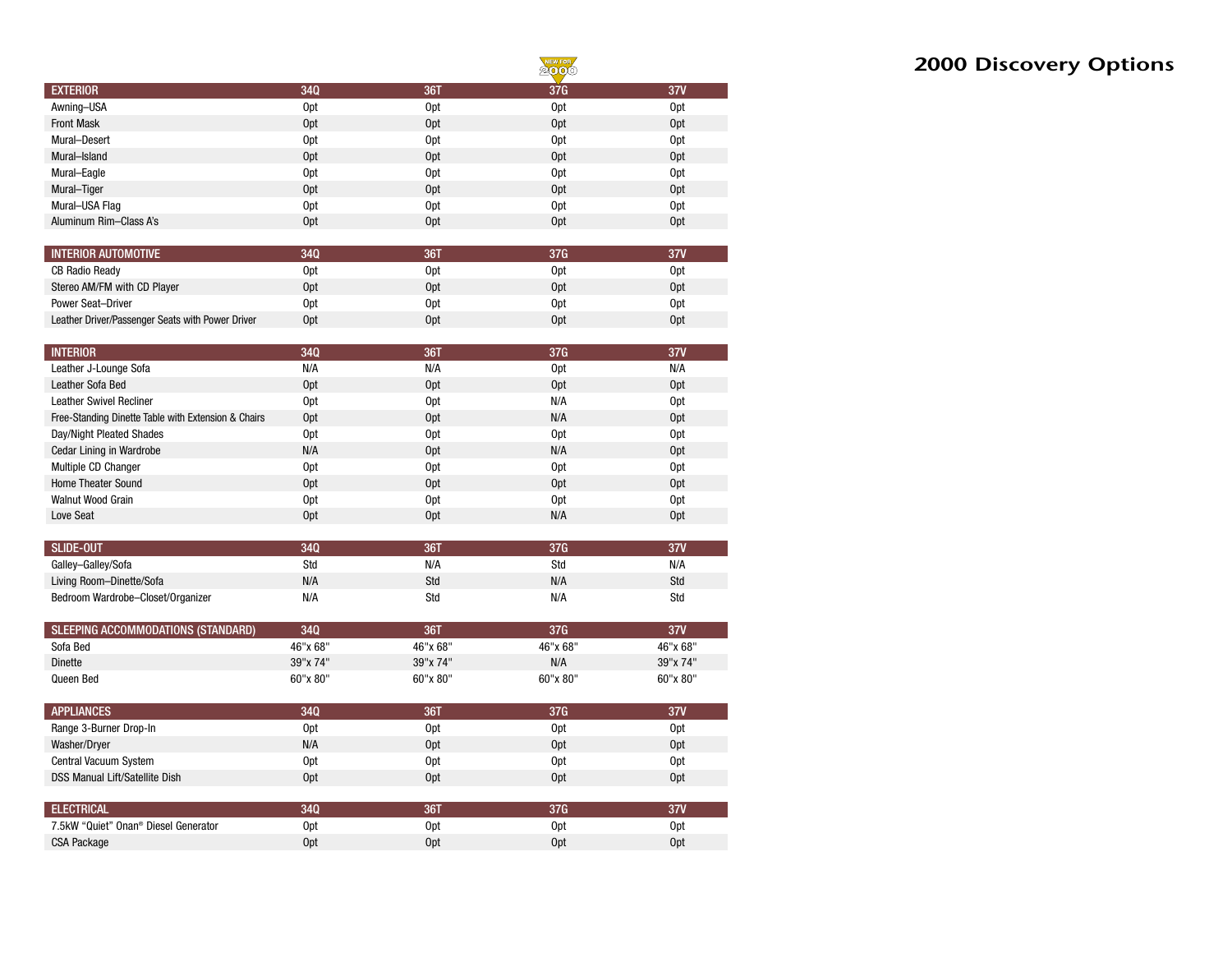# 2000 Discovery Options

NEW FOR 2000

| EXTERIOR | 34Q | 36T | 37G | 37V |
|---|---|---|---|---|
| Awning–USA | Opt | Opt | Opt | Opt |
| Front Mask | Opt | Opt | Opt | Opt |
| Mural–Desert | Opt | Opt | Opt | Opt |
| Mural–Island | Opt | Opt | Opt | Opt |
| Mural–Eagle | Opt | Opt | Opt | Opt |
| Mural–Tiger | Opt | Opt | Opt | Opt |
| Mural–USA Flag | Opt | Opt | Opt | Opt |
| Aluminum Rim–Class A's | Opt | Opt | Opt | Opt |

| INTERIOR AUTOMOTIVE | 34Q | 36T | 37G | 37V |
|---|---|---|---|---|
| CB Radio Ready | Opt | Opt | Opt | Opt |
| Stereo AM/FM with CD Player | Opt | Opt | Opt | Opt |
| Power Seat–Driver | Opt | Opt | Opt | Opt |
| Leather Driver/Passenger Seats with Power Driver | Opt | Opt | Opt | Opt |

| INTERIOR | 34Q | 36T | 37G | 37V |
|---|---|---|---|---|
| Leather J-Lounge Sofa | N/A | N/A | Opt | N/A |
| Leather Sofa Bed | Opt | Opt | Opt | Opt |
| Leather Swivel Recliner | Opt | Opt | N/A | Opt |
| Free-Standing Dinette Table with Extension & Chairs | Opt | Opt | N/A | Opt |
| Day/Night Pleated Shades | Opt | Opt | Opt | Opt |
| Cedar Lining in Wardrobe | N/A | Opt | N/A | Opt |
| Multiple CD Changer | Opt | Opt | Opt | Opt |
| Home Theater Sound | Opt | Opt | Opt | Opt |
| Walnut Wood Grain | Opt | Opt | Opt | Opt |
| Love Seat | Opt | Opt | N/A | Opt |

| SLIDE-OUT | 34Q | 36T | 37G | 37V |
|---|---|---|---|---|
| Galley–Galley/Sofa | Std | N/A | Std | N/A |
| Living Room–Dinette/Sofa | N/A | Std | N/A | Std |
| Bedroom Wardrobe–Closet/Organizer | N/A | Std | N/A | Std |

| SLEEPING ACCOMMODATIONS (STANDARD) | 34Q | 36T | 37G | 37V |
|---|---|---|---|---|
| Sofa Bed | 46"x 68" | 46"x 68" | 46"x 68" | 46"x 68" |
| Dinette | 39"x 74" | 39"x 74" | N/A | 39"x 74" |
| Queen Bed | 60"x 80" | 60"x 80" | 60"x 80" | 60"x 80" |

| APPLIANCES | 34Q | 36T | 37G | 37V |
|---|---|---|---|---|
| Range 3-Burner Drop-In | Opt | Opt | Opt | Opt |
| Washer/Dryer | N/A | Opt | Opt | Opt |
| Central Vacuum System | Opt | Opt | Opt | Opt |
| DSS Manual Lift/Satellite Dish | Opt | Opt | Opt | Opt |

| ELECTRICAL | 34Q | 36T | 37G | 37V |
|---|---|---|---|---|
| 7.5kW "Quiet" Onan® Diesel Generator | Opt | Opt | Opt | Opt |
| CSA Package | Opt | Opt | Opt | Opt |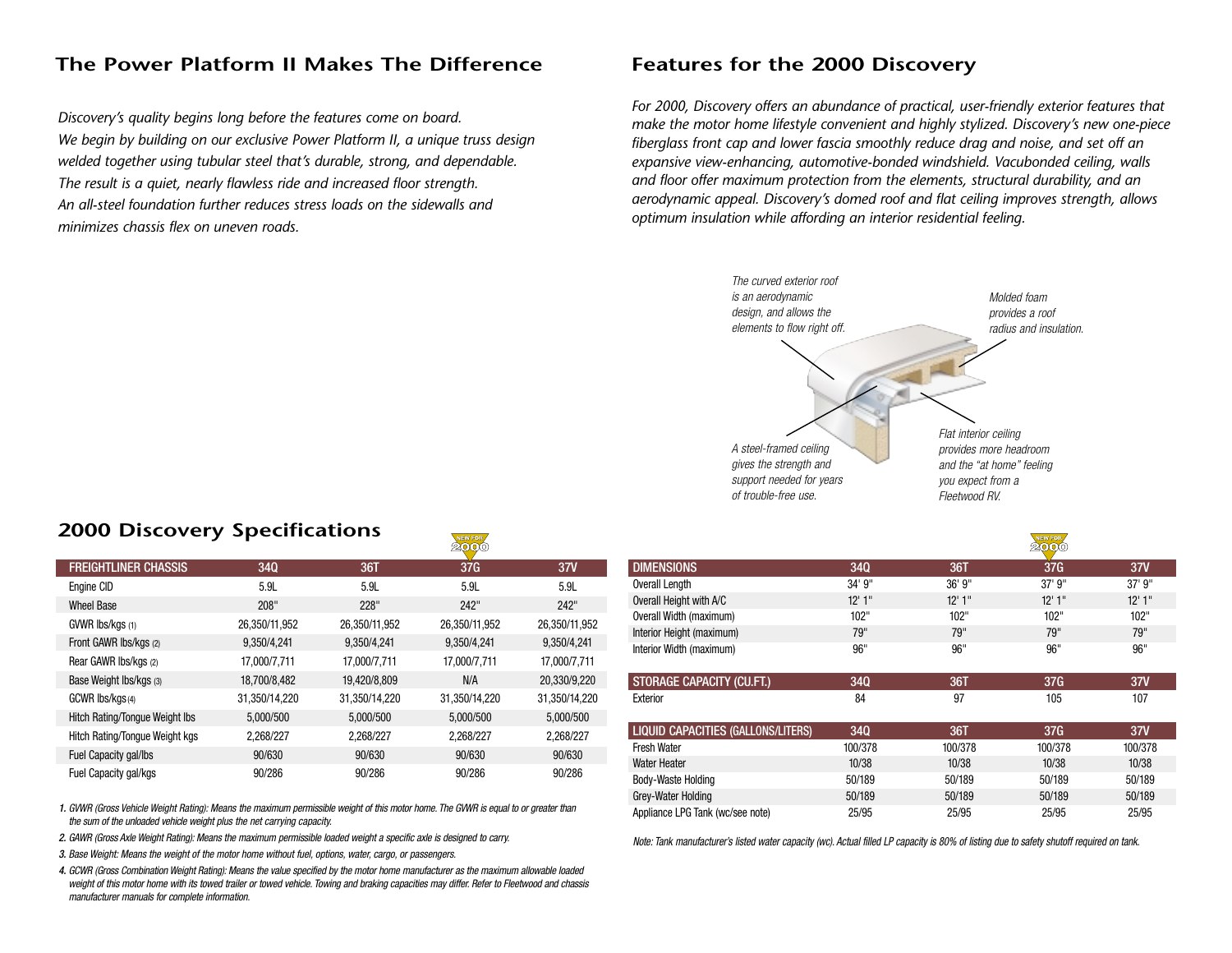## The Power Platform II Makes The Difference

*Discovery's quality begins long before the features come on board. We begin by building on our exclusive Power Platform II, a unique truss design welded together using tubular steel that's durable, strong, and dependable. The result is a quiet, nearly flawless ride and increased floor strength. An all-steel foundation further reduces stress loads on the sidewalls and minimizes chassis flex on uneven roads.*

## Features for the 2000 Discovery

*For 2000, Discovery offers an abundance of practical, user-friendly exterior features that make the motor home lifestyle convenient and highly stylized. Discovery's new one-piece fiberglass front cap and lower fascia smoothly reduce drag and noise, and set off an expansive view-enhancing, automotive-bonded windshield. Vacubonded ceiling, walls and floor offer maximum protection from the elements, structural durability, and an aerodynamic appeal. Discovery's domed roof and flat ceiling improves strength, allows optimum insulation while affording an interior residential feeling.*

*The curved exterior roof is an aerodynamic design, and allows the elements to flow right off.*

*Molded foam provides a roof radius and insulation.*

*A steel-framed ceiling gives the strength and support needed for years of trouble-free use.*

*Flat interior ceiling provides more headroom and the "at home" feeling you expect from a Fleetwood RV.*

## 2000 Discovery Specifications

NEW FOR 2000

| FREIGHTLINER CHASSIS | 34Q | 36T | 37G | 37V |
|---|---|---|---|---|
| Engine CID | 5.9L | 5.9L | 5.9L | 5.9L |
| Wheel Base | 208" | 228" | 242" | 242" |
| GVWR lbs/kgs (1) | 26,350/11,952 | 26,350/11,952 | 26,350/11,952 | 26,350/11,952 |
| Front GAWR lbs/kgs (2) | 9,350/4,241 | 9,350/4,241 | 9,350/4,241 | 9,350/4,241 |
| Rear GAWR lbs/kgs (2) | 17,000/7,711 | 17,000/7,711 | 17,000/7,711 | 17,000/7,711 |
| Base Weight lbs/kgs (3) | 18,700/8,482 | 19,420/8,809 | N/A | 20,330/9,220 |
| GCWR lbs/kgs (4) | 31,350/14,220 | 31,350/14,220 | 31,350/14,220 | 31,350/14,220 |
| Hitch Rating/Tongue Weight lbs | 5,000/500 | 5,000/500 | 5,000/500 | 5,000/500 |
| Hitch Rating/Tongue Weight kgs | 2,268/227 | 2,268/227 | 2,268/227 | 2,268/227 |
| Fuel Capacity gal/lbs | 90/630 | 90/630 | 90/630 | 90/630 |
| Fuel Capacity gal/kgs | 90/286 | 90/286 | 90/286 | 90/286 |

*1. GVWR (Gross Vehicle Weight Rating): Means the maximum permissible weight of this motor home. The GVWR is equal to or greater than the sum of the unloaded vehicle weight plus the net carrying capacity.*

*2. GAWR (Gross Axle Weight Rating): Means the maximum permissible loaded weight a specific axle is designed to carry.*

*3. Base Weight: Means the weight of the motor home without fuel, options, water, cargo, or passengers.*

*4. GCWR (Gross Combination Weight Rating): Means the value specified by the motor home manufacturer as the maximum allowable loaded weight of this motor home with its towed trailer or towed vehicle. Towing and braking capacities may differ. Refer to Fleetwood and chassis manufacturer manuals for complete information.*

NEW FOR 2000

| DIMENSIONS | 34Q | 36T | 37G | 37V |
|---|---|---|---|---|
| Overall Length | 34' 9" | 36' 9" | 37' 9" | 37' 9" |
| Overall Height with A/C | 12' 1" | 12' 1" | 12' 1" | 12' 1" |
| Overall Width (maximum) | 102" | 102" | 102" | 102" |
| Interior Height (maximum) | 79" | 79" | 79" | 79" |
| Interior Width (maximum) | 96" | 96" | 96" | 96" |

| STORAGE CAPACITY (CU.FT.) | 34Q | 36T | 37G | 37V |
|---|---|---|---|---|
| Exterior | 84 | 97 | 105 | 107 |

| LIQUID CAPACITIES (GALLONS/LITERS) | 34Q | 36T | 37G | 37V |
|---|---|---|---|---|
| Fresh Water | 100/378 | 100/378 | 100/378 | 100/378 |
| Water Heater | 10/38 | 10/38 | 10/38 | 10/38 |
| Body-Waste Holding | 50/189 | 50/189 | 50/189 | 50/189 |
| Grey-Water Holding | 50/189 | 50/189 | 50/189 | 50/189 |
| Appliance LPG Tank (wc/see note) | 25/95 | 25/95 | 25/95 | 25/95 |

*Note: Tank manufacturer's listed water capacity (wc). Actual filled LP capacity is 80% of listing due to safety shutoff required on tank.*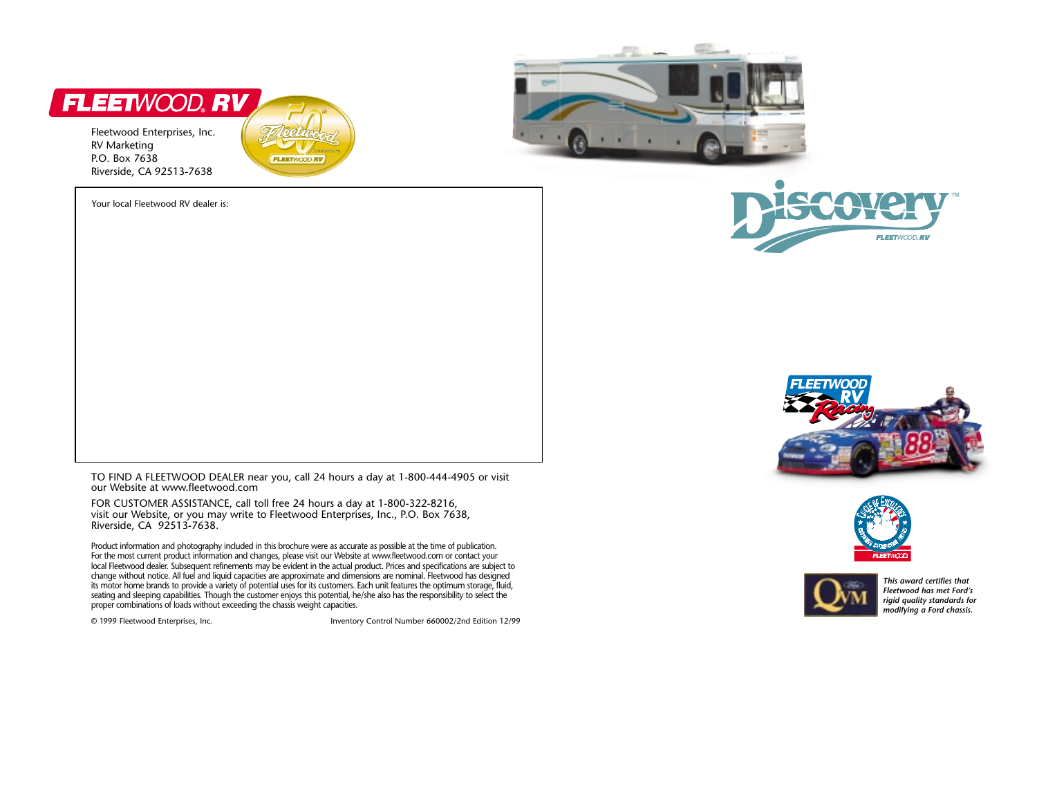FLEETWOOD RV

Fleetwood Enterprises, Inc.
RV Marketing
P.O. Box 7638
Riverside, CA 92513-7638

Your local Fleetwood RV dealer is:

TO FIND A FLEETWOOD DEALER near you, call 24 hours a day at 1-800-444-4905 or visit our Website at www.fleetwood.com

FOR CUSTOMER ASSISTANCE, call toll free 24 hours a day at 1-800-322-8216, visit our Website, or you may write to Fleetwood Enterprises, Inc., P.O. Box 7638, Riverside, CA 92513-7638.

Product information and photography included in this brochure were as accurate as possible at the time of publication. For the most current product information and changes, please visit our Website at www.fleetwood.com or contact your local Fleetwood dealer. Subsequent refinements may be evident in the actual product. Prices and specifications are subject to change without notice. All fuel and liquid capacities are approximate and dimensions are nominal. Fleetwood has designed its motor home brands to provide a variety of potential uses for its customers. Each unit features the optimum storage, fluid, seating and sleeping capabilities. Though the customer enjoys this potential, he/she also has the responsibility to select the proper combinations of loads without exceeding the chassis weight capacities.

© 1999 Fleetwood Enterprises, Inc.

Inventory Control Number 660002/2nd Edition 12/99

Discovery™

*This award certifies that Fleetwood has met Ford's rigid quality standards for modifying a Ford chassis.*